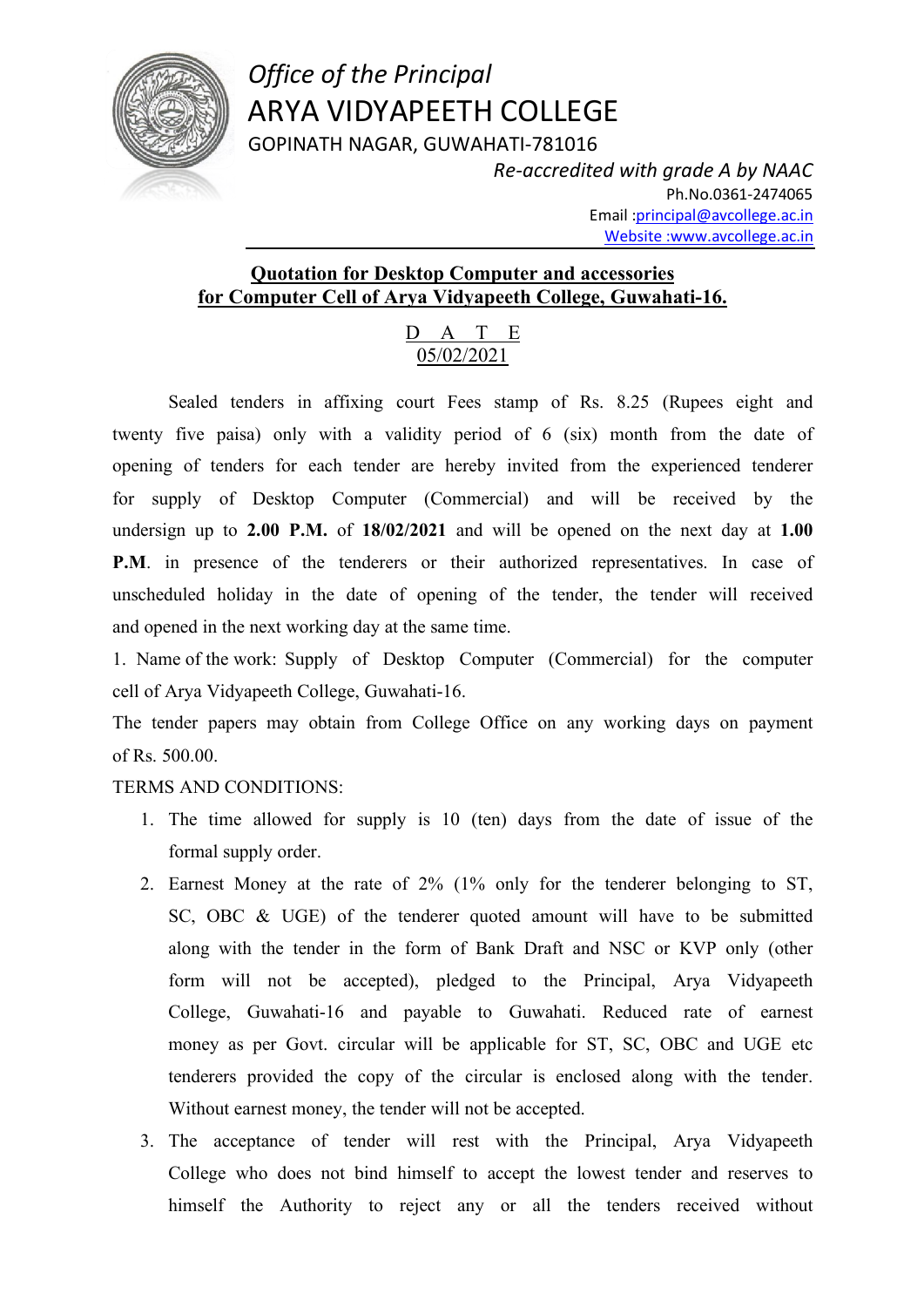*Office of the Principal*

# ARYA VIDYAPEETH COLLEGE

GOPINATH NAGAR, GUWAHATI-781016

*Re-accredited with grade A by NAAC*

Ph.No.0361-2474065

Email :principal@avcollege.ac.in

Website :www.avcollege.ac.in

**Quotation for Desktop Computer and accessories for Computer Cell of Arya Vidyapeeth College, Guwahati-16.**

D A T E
05/02/2021

Sealed tenders in affixing court Fees stamp of Rs. 8.25 (Rupees eight and twenty five paisa) only with a validity period of 6 (six) month from the date of opening of tenders for each tender are hereby invited from the experienced tenderer for supply of Desktop Computer (Commercial) and will be received by the undersign up to **2.00 P.M.** of **18/02/2021** and will be opened on the next day at **1.00 P.M**. in presence of the tenderers or their authorized representatives. In case of unscheduled holiday in the date of opening of the tender, the tender will received and opened in the next working day at the same time.

1. Name of the work: Supply of Desktop Computer (Commercial) for the computer cell of Arya Vidyapeeth College, Guwahati-16.

The tender papers may obtain from College Office on any working days on payment of Rs. 500.00.

TERMS AND CONDITIONS:

1. The time allowed for supply is 10 (ten) days from the date of issue of the formal supply order.
2. Earnest Money at the rate of 2% (1% only for the tenderer belonging to ST, SC, OBC & UGE) of the tenderer quoted amount will have to be submitted along with the tender in the form of Bank Draft and NSC or KVP only (other form will not be accepted), pledged to the Principal, Arya Vidyapeeth College, Guwahati-16 and payable to Guwahati. Reduced rate of earnest money as per Govt. circular will be applicable for ST, SC, OBC and UGE etc tenderers provided the copy of the circular is enclosed along with the tender. Without earnest money, the tender will not be accepted.
3. The acceptance of tender will rest with the Principal, Arya Vidyapeeth College who does not bind himself to accept the lowest tender and reserves to himself the Authority to reject any or all the tenders received without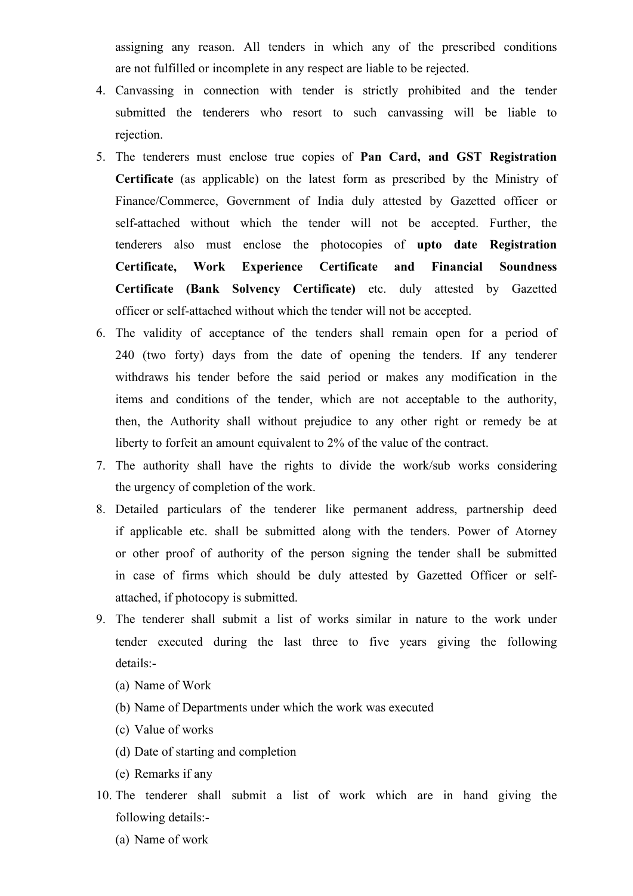assigning any reason. All tenders in which any of the prescribed conditions are not fulfilled or incomplete in any respect are liable to be rejected.

4. Canvassing in connection with tender is strictly prohibited and the tender submitted the tenderers who resort to such canvassing will be liable to rejection.
5. The tenderers must enclose true copies of **Pan Card, and GST Registration Certificate** (as applicable) on the latest form as prescribed by the Ministry of Finance/Commerce, Government of India duly attested by Gazetted officer or self-attached without which the tender will not be accepted. Further, the tenderers also must enclose the photocopies of **upto date Registration Certificate, Work Experience Certificate and Financial Soundness Certificate (Bank Solvency Certificate)** etc. duly attested by Gazetted officer or self-attached without which the tender will not be accepted.
6. The validity of acceptance of the tenders shall remain open for a period of 240 (two forty) days from the date of opening the tenders. If any tenderer withdraws his tender before the said period or makes any modification in the items and conditions of the tender, which are not acceptable to the authority, then, the Authority shall without prejudice to any other right or remedy be at liberty to forfeit an amount equivalent to 2% of the value of the contract.
7. The authority shall have the rights to divide the work/sub works considering the urgency of completion of the work.
8. Detailed particulars of the tenderer like permanent address, partnership deed if applicable etc. shall be submitted along with the tenders. Power of Atorney or other proof of authority of the person signing the tender shall be submitted in case of firms which should be duly attested by Gazetted Officer or self-attached, if photocopy is submitted.
9. The tenderer shall submit a list of works similar in nature to the work under tender executed during the last three to five years giving the following details:-
   (a) Name of Work
   (b) Name of Departments under which the work was executed
   (c) Value of works
   (d) Date of starting and completion
   (e) Remarks if any
10. The tenderer shall submit a list of work which are in hand giving the following details:-
    (a) Name of work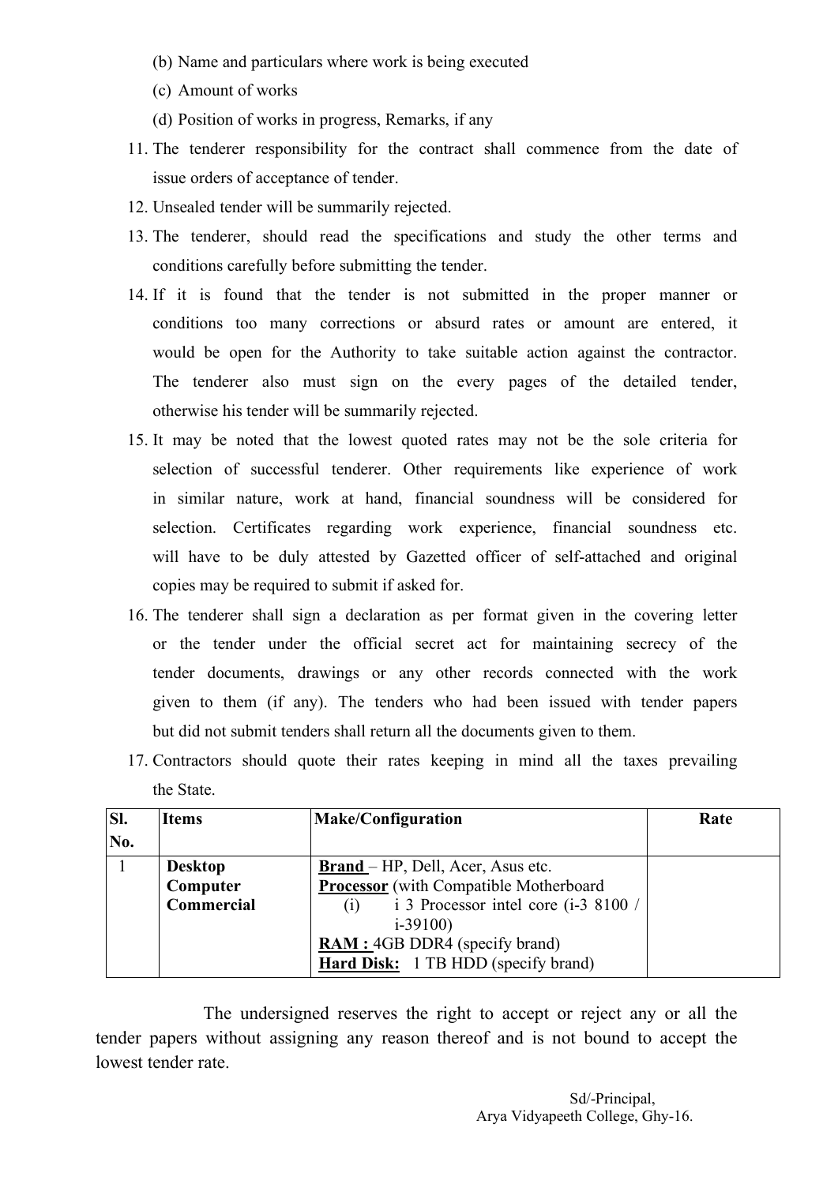(b) Name and particulars where work is being executed

(c) Amount of works

(d) Position of works in progress, Remarks, if any

11. The tenderer responsibility for the contract shall commence from the date of issue orders of acceptance of tender.
12. Unsealed tender will be summarily rejected.
13. The tenderer, should read the specifications and study the other terms and conditions carefully before submitting the tender.
14. If it is found that the tender is not submitted in the proper manner or conditions too many corrections or absurd rates or amount are entered, it would be open for the Authority to take suitable action against the contractor. The tenderer also must sign on the every pages of the detailed tender, otherwise his tender will be summarily rejected.
15. It may be noted that the lowest quoted rates may not be the sole criteria for selection of successful tenderer. Other requirements like experience of work in similar nature, work at hand, financial soundness will be considered for selection. Certificates regarding work experience, financial soundness etc. will have to be duly attested by Gazetted officer of self-attached and original copies may be required to submit if asked for.
16. The tenderer shall sign a declaration as per format given in the covering letter or the tender under the official secret act for maintaining secrecy of the tender documents, drawings or any other records connected with the work given to them (if any). The tenders who had been issued with tender papers but did not submit tenders shall return all the documents given to them.
17. Contractors should quote their rates keeping in mind all the taxes prevailing the State.

| Sl. No. | Items | Make/Configuration | Rate |
|---|---|---|---|
| 1 | **Desktop Computer Commercial** | **Brand** – HP, Dell, Acer, Asus etc.<br>**Processor** (with Compatible Motherboard<br>(i) i 3 Processor intel core (i-3 8100 / i-39100)<br>**RAM :** 4GB DDR4 (specify brand)<br>**Hard Disk:** 1 TB HDD (specify brand) | |

The undersigned reserves the right to accept or reject any or all the tender papers without assigning any reason thereof and is not bound to accept the lowest tender rate.

Sd/-Principal,
Arya Vidyapeeth College, Ghy-16.